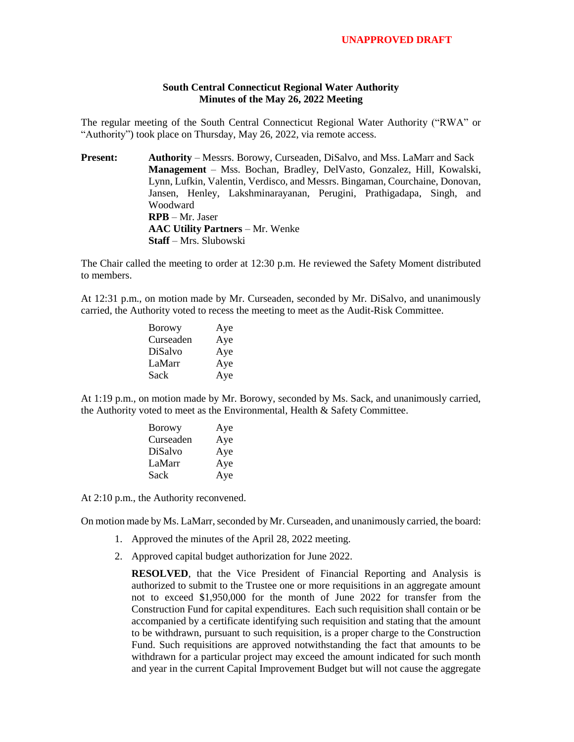**UNAPPROVED DRAFT**

**South Central Connecticut Regional Water Authority**
**Minutes of the May 26, 2022 Meeting**

The regular meeting of the South Central Connecticut Regional Water Authority ("RWA" or "Authority") took place on Thursday, May 26, 2022, via remote access.

**Present:** **Authority** – Messrs. Borowy, Curseaden, DiSalvo, and Mss. LaMarr and Sack
**Management** – Mss. Bochan, Bradley, DelVasto, Gonzalez, Hill, Kowalski, Lynn, Lufkin, Valentin, Verdisco, and Messrs. Bingaman, Courchaine, Donovan, Jansen, Henley, Lakshminarayanan, Perugini, Prathigadapa, Singh, and Woodward
**RPB** – Mr. Jaser
**AAC Utility Partners** – Mr. Wenke
**Staff** – Mrs. Slubowski

The Chair called the meeting to order at 12:30 p.m. He reviewed the Safety Moment distributed to members.

At 12:31 p.m., on motion made by Mr. Curseaden, seconded by Mr. DiSalvo, and unanimously carried, the Authority voted to recess the meeting to meet as the Audit-Risk Committee.

| | |
|---|---|
| Borowy | Aye |
| Curseaden | Aye |
| DiSalvo | Aye |
| LaMarr | Aye |
| Sack | Aye |

At 1:19 p.m., on motion made by Mr. Borowy, seconded by Ms. Sack, and unanimously carried, the Authority voted to meet as the Environmental, Health & Safety Committee.

| | |
|---|---|
| Borowy | Aye |
| Curseaden | Aye |
| DiSalvo | Aye |
| LaMarr | Aye |
| Sack | Aye |

At 2:10 p.m., the Authority reconvened.

On motion made by Ms. LaMarr, seconded by Mr. Curseaden, and unanimously carried, the board:

1. Approved the minutes of the April 28, 2022 meeting.
2. Approved capital budget authorization for June 2022.

   **RESOLVED**, that the Vice President of Financial Reporting and Analysis is authorized to submit to the Trustee one or more requisitions in an aggregate amount not to exceed $1,950,000 for the month of June 2022 for transfer from the Construction Fund for capital expenditures. Each such requisition shall contain or be accompanied by a certificate identifying such requisition and stating that the amount to be withdrawn, pursuant to such requisition, is a proper charge to the Construction Fund. Such requisitions are approved notwithstanding the fact that amounts to be withdrawn for a particular project may exceed the amount indicated for such month and year in the current Capital Improvement Budget but will not cause the aggregate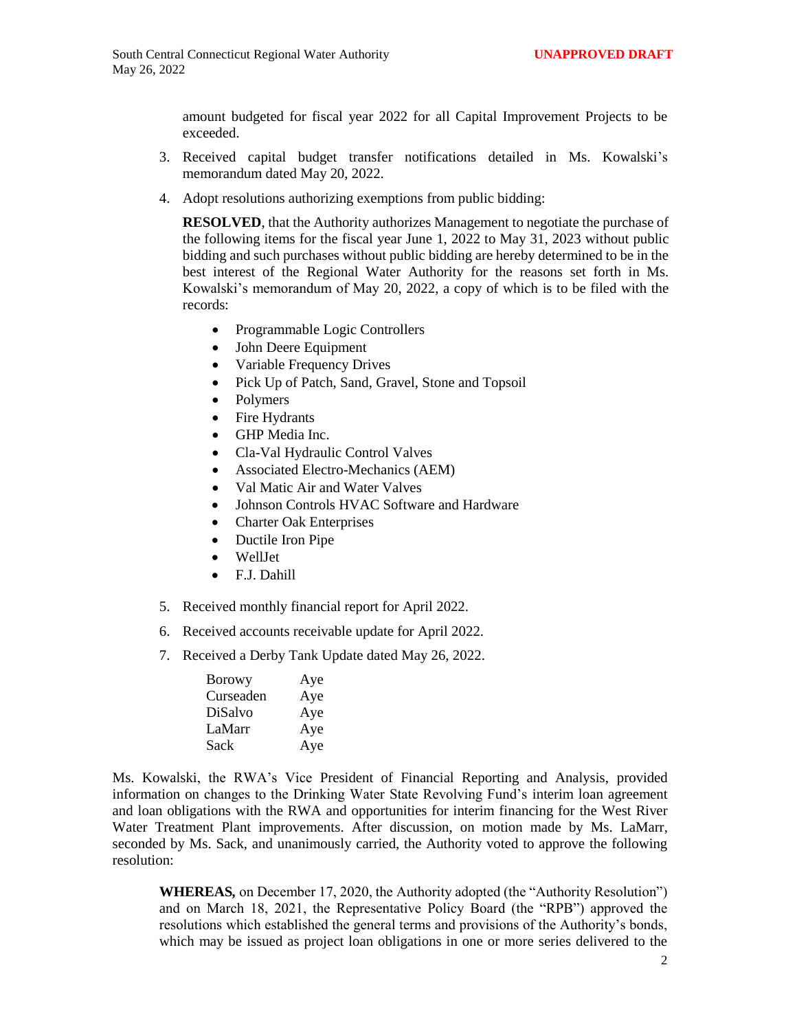amount budgeted for fiscal year 2022 for all Capital Improvement Projects to be exceeded.

3. Received capital budget transfer notifications detailed in Ms. Kowalski's memorandum dated May 20, 2022.

4. Adopt resolutions authorizing exemptions from public bidding:

   **RESOLVED**, that the Authority authorizes Management to negotiate the purchase of the following items for the fiscal year June 1, 2022 to May 31, 2023 without public bidding and such purchases without public bidding are hereby determined to be in the best interest of the Regional Water Authority for the reasons set forth in Ms. Kowalski's memorandum of May 20, 2022, a copy of which is to be filed with the records:

   - Programmable Logic Controllers
   - John Deere Equipment
   - Variable Frequency Drives
   - Pick Up of Patch, Sand, Gravel, Stone and Topsoil
   - Polymers
   - Fire Hydrants
   - GHP Media Inc.
   - Cla-Val Hydraulic Control Valves
   - Associated Electro-Mechanics (AEM)
   - Val Matic Air and Water Valves
   - Johnson Controls HVAC Software and Hardware
   - Charter Oak Enterprises
   - Ductile Iron Pipe
   - WellJet
   - F.J. Dahill

5. Received monthly financial report for April 2022.

6. Received accounts receivable update for April 2022.

7. Received a Derby Tank Update dated May 26, 2022.

| | |
|---|---|
| Borowy | Aye |
| Curseaden | Aye |
| DiSalvo | Aye |
| LaMarr | Aye |
| Sack | Aye |

Ms. Kowalski, the RWA's Vice President of Financial Reporting and Analysis, provided information on changes to the Drinking Water State Revolving Fund's interim loan agreement and loan obligations with the RWA and opportunities for interim financing for the West River Water Treatment Plant improvements. After discussion, on motion made by Ms. LaMarr, seconded by Ms. Sack, and unanimously carried, the Authority voted to approve the following resolution:

> **WHEREAS,** on December 17, 2020, the Authority adopted (the "Authority Resolution") and on March 18, 2021, the Representative Policy Board (the "RPB") approved the resolutions which established the general terms and provisions of the Authority's bonds, which may be issued as project loan obligations in one or more series delivered to the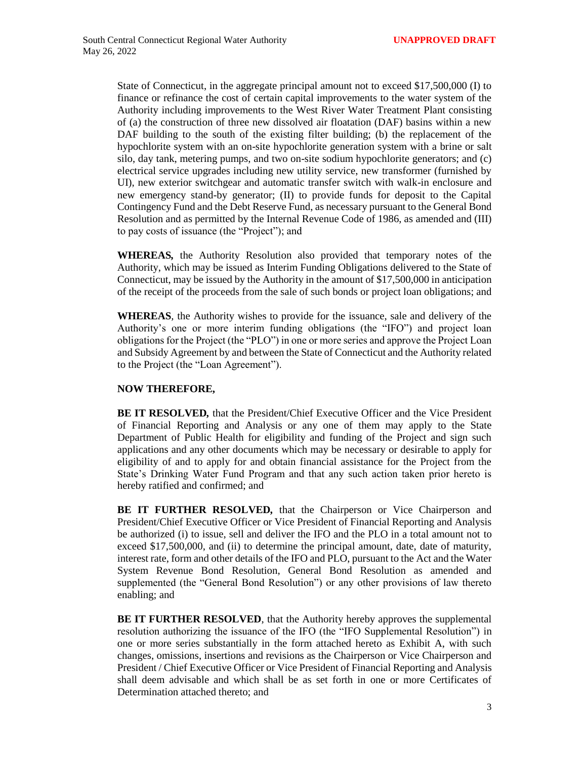State of Connecticut, in the aggregate principal amount not to exceed $17,500,000 (I) to finance or refinance the cost of certain capital improvements to the water system of the Authority including improvements to the West River Water Treatment Plant consisting of (a) the construction of three new dissolved air floatation (DAF) basins within a new DAF building to the south of the existing filter building; (b) the replacement of the hypochlorite system with an on-site hypochlorite generation system with a brine or salt silo, day tank, metering pumps, and two on-site sodium hypochlorite generators; and (c) electrical service upgrades including new utility service, new transformer (furnished by UI), new exterior switchgear and automatic transfer switch with walk-in enclosure and new emergency stand-by generator; (II) to provide funds for deposit to the Capital Contingency Fund and the Debt Reserve Fund, as necessary pursuant to the General Bond Resolution and as permitted by the Internal Revenue Code of 1986, as amended and (III) to pay costs of issuance (the "Project"); and

**WHEREAS,** the Authority Resolution also provided that temporary notes of the Authority, which may be issued as Interim Funding Obligations delivered to the State of Connecticut, may be issued by the Authority in the amount of $17,500,000 in anticipation of the receipt of the proceeds from the sale of such bonds or project loan obligations; and

**WHEREAS**, the Authority wishes to provide for the issuance, sale and delivery of the Authority's one or more interim funding obligations (the "IFO") and project loan obligations for the Project (the "PLO") in one or more series and approve the Project Loan and Subsidy Agreement by and between the State of Connecticut and the Authority related to the Project (the "Loan Agreement").

**NOW THEREFORE,**

**BE IT RESOLVED,** that the President/Chief Executive Officer and the Vice President of Financial Reporting and Analysis or any one of them may apply to the State Department of Public Health for eligibility and funding of the Project and sign such applications and any other documents which may be necessary or desirable to apply for eligibility of and to apply for and obtain financial assistance for the Project from the State's Drinking Water Fund Program and that any such action taken prior hereto is hereby ratified and confirmed; and

**BE IT FURTHER RESOLVED,** that the Chairperson or Vice Chairperson and President/Chief Executive Officer or Vice President of Financial Reporting and Analysis be authorized (i) to issue, sell and deliver the IFO and the PLO in a total amount not to exceed $17,500,000, and (ii) to determine the principal amount, date, date of maturity, interest rate, form and other details of the IFO and PLO, pursuant to the Act and the Water System Revenue Bond Resolution, General Bond Resolution as amended and supplemented (the "General Bond Resolution") or any other provisions of law thereto enabling; and

**BE IT FURTHER RESOLVED**, that the Authority hereby approves the supplemental resolution authorizing the issuance of the IFO (the "IFO Supplemental Resolution") in one or more series substantially in the form attached hereto as Exhibit A, with such changes, omissions, insertions and revisions as the Chairperson or Vice Chairperson and President / Chief Executive Officer or Vice President of Financial Reporting and Analysis shall deem advisable and which shall be as set forth in one or more Certificates of Determination attached thereto; and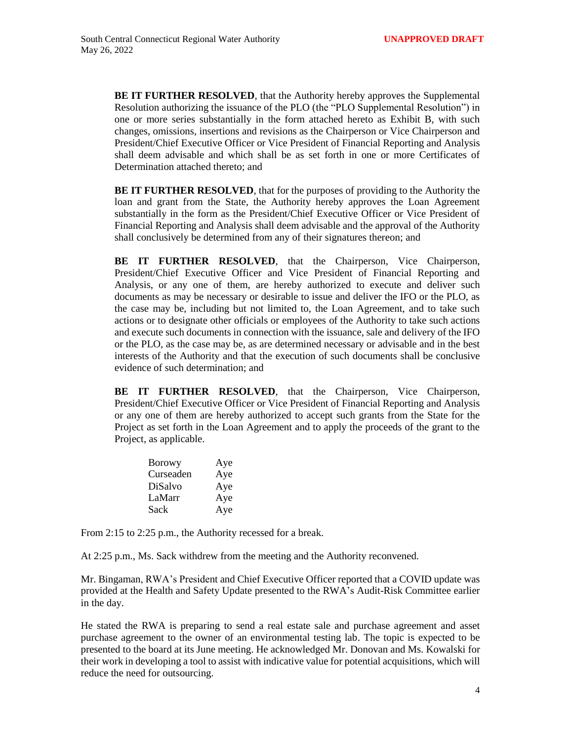**BE IT FURTHER RESOLVED**, that the Authority hereby approves the Supplemental Resolution authorizing the issuance of the PLO (the "PLO Supplemental Resolution") in one or more series substantially in the form attached hereto as Exhibit B, with such changes, omissions, insertions and revisions as the Chairperson or Vice Chairperson and President/Chief Executive Officer or Vice President of Financial Reporting and Analysis shall deem advisable and which shall be as set forth in one or more Certificates of Determination attached thereto; and

**BE IT FURTHER RESOLVED**, that for the purposes of providing to the Authority the loan and grant from the State, the Authority hereby approves the Loan Agreement substantially in the form as the President/Chief Executive Officer or Vice President of Financial Reporting and Analysis shall deem advisable and the approval of the Authority shall conclusively be determined from any of their signatures thereon; and

**BE IT FURTHER RESOLVED**, that the Chairperson, Vice Chairperson, President/Chief Executive Officer and Vice President of Financial Reporting and Analysis, or any one of them, are hereby authorized to execute and deliver such documents as may be necessary or desirable to issue and deliver the IFO or the PLO, as the case may be, including but not limited to, the Loan Agreement, and to take such actions or to designate other officials or employees of the Authority to take such actions and execute such documents in connection with the issuance, sale and delivery of the IFO or the PLO, as the case may be, as are determined necessary or advisable and in the best interests of the Authority and that the execution of such documents shall be conclusive evidence of such determination; and

**BE IT FURTHER RESOLVED**, that the Chairperson, Vice Chairperson, President/Chief Executive Officer or Vice President of Financial Reporting and Analysis or any one of them are hereby authorized to accept such grants from the State for the Project as set forth in the Loan Agreement and to apply the proceeds of the grant to the Project, as applicable.

| | |
|---|---|
| Borowy | Aye |
| Curseaden | Aye |
| DiSalvo | Aye |
| LaMarr | Aye |
| Sack | Aye |

From 2:15 to 2:25 p.m., the Authority recessed for a break.

At 2:25 p.m., Ms. Sack withdrew from the meeting and the Authority reconvened.

Mr. Bingaman, RWA's President and Chief Executive Officer reported that a COVID update was provided at the Health and Safety Update presented to the RWA's Audit-Risk Committee earlier in the day.

He stated the RWA is preparing to send a real estate sale and purchase agreement and asset purchase agreement to the owner of an environmental testing lab. The topic is expected to be presented to the board at its June meeting. He acknowledged Mr. Donovan and Ms. Kowalski for their work in developing a tool to assist with indicative value for potential acquisitions, which will reduce the need for outsourcing.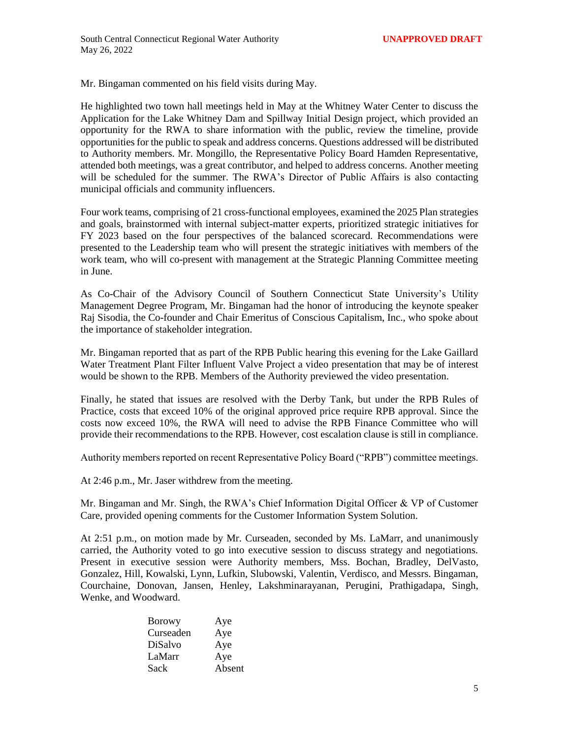Mr. Bingaman commented on his field visits during May.

He highlighted two town hall meetings held in May at the Whitney Water Center to discuss the Application for the Lake Whitney Dam and Spillway Initial Design project, which provided an opportunity for the RWA to share information with the public, review the timeline, provide opportunities for the public to speak and address concerns. Questions addressed will be distributed to Authority members. Mr. Mongillo, the Representative Policy Board Hamden Representative, attended both meetings, was a great contributor, and helped to address concerns. Another meeting will be scheduled for the summer. The RWA's Director of Public Affairs is also contacting municipal officials and community influencers.

Four work teams, comprising of 21 cross-functional employees, examined the 2025 Plan strategies and goals, brainstormed with internal subject-matter experts, prioritized strategic initiatives for FY 2023 based on the four perspectives of the balanced scorecard. Recommendations were presented to the Leadership team who will present the strategic initiatives with members of the work team, who will co-present with management at the Strategic Planning Committee meeting in June.

As Co-Chair of the Advisory Council of Southern Connecticut State University's Utility Management Degree Program, Mr. Bingaman had the honor of introducing the keynote speaker Raj Sisodia, the Co-founder and Chair Emeritus of Conscious Capitalism, Inc., who spoke about the importance of stakeholder integration.

Mr. Bingaman reported that as part of the RPB Public hearing this evening for the Lake Gaillard Water Treatment Plant Filter Influent Valve Project a video presentation that may be of interest would be shown to the RPB. Members of the Authority previewed the video presentation.

Finally, he stated that issues are resolved with the Derby Tank, but under the RPB Rules of Practice, costs that exceed 10% of the original approved price require RPB approval. Since the costs now exceed 10%, the RWA will need to advise the RPB Finance Committee who will provide their recommendations to the RPB. However, cost escalation clause is still in compliance.

Authority members reported on recent Representative Policy Board ("RPB") committee meetings.

At 2:46 p.m., Mr. Jaser withdrew from the meeting.

Mr. Bingaman and Mr. Singh, the RWA's Chief Information Digital Officer & VP of Customer Care, provided opening comments for the Customer Information System Solution.

At 2:51 p.m., on motion made by Mr. Curseaden, seconded by Ms. LaMarr, and unanimously carried, the Authority voted to go into executive session to discuss strategy and negotiations. Present in executive session were Authority members, Mss. Bochan, Bradley, DelVasto, Gonzalez, Hill, Kowalski, Lynn, Lufkin, Slubowski, Valentin, Verdisco, and Messrs. Bingaman, Courchaine, Donovan, Jansen, Henley, Lakshminarayanan, Perugini, Prathigadapa, Singh, Wenke, and Woodward.

| | |
|---|---|
| Borowy | Aye |
| Curseaden | Aye |
| DiSalvo | Aye |
| LaMarr | Aye |
| Sack | Absent |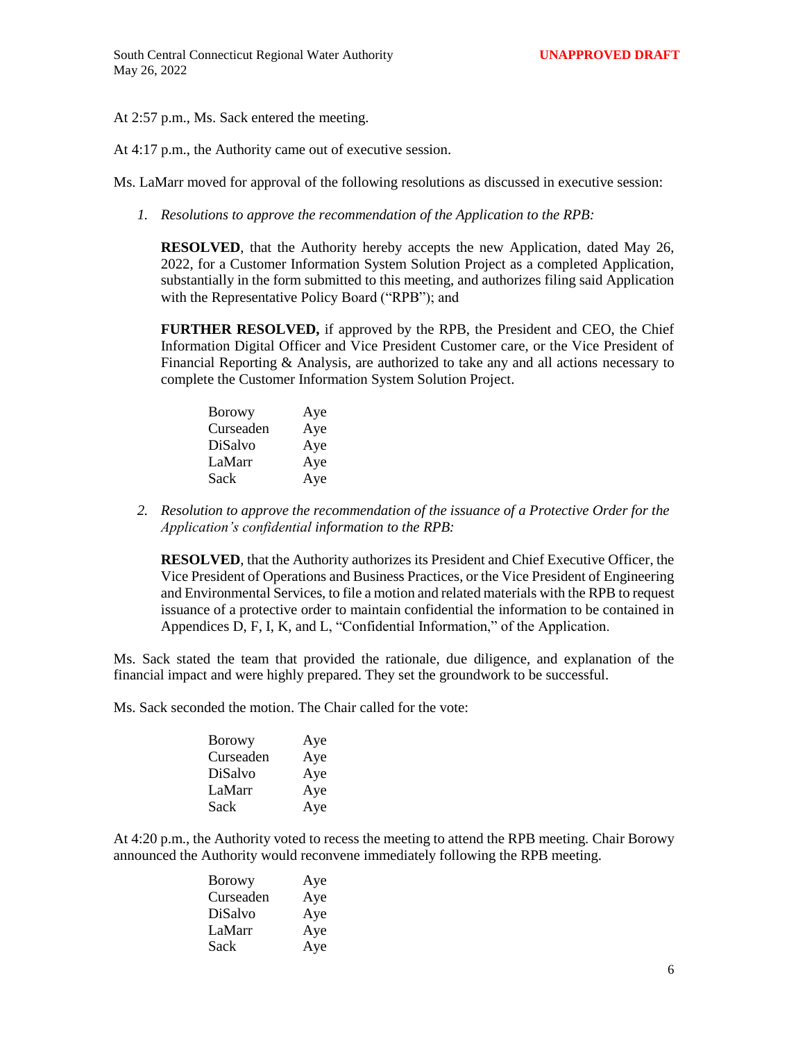At 2:57 p.m., Ms. Sack entered the meeting.

At 4:17 p.m., the Authority came out of executive session.

Ms. LaMarr moved for approval of the following resolutions as discussed in executive session:

1. *Resolutions to approve the recommendation of the Application to the RPB:*

   **RESOLVED**, that the Authority hereby accepts the new Application, dated May 26, 2022, for a Customer Information System Solution Project as a completed Application, substantially in the form submitted to this meeting, and authorizes filing said Application with the Representative Policy Board ("RPB"); and

   **FURTHER RESOLVED,** if approved by the RPB, the President and CEO, the Chief Information Digital Officer and Vice President Customer care, or the Vice President of Financial Reporting & Analysis, are authorized to take any and all actions necessary to complete the Customer Information System Solution Project.

   | | |
   |---|---|
   | Borowy | Aye |
   | Curseaden | Aye |
   | DiSalvo | Aye |
   | LaMarr | Aye |
   | Sack | Aye |

2. *Resolution to approve the recommendation of the issuance of a Protective Order for the Application's confidential information to the RPB:*

   **RESOLVED**, that the Authority authorizes its President and Chief Executive Officer, the Vice President of Operations and Business Practices, or the Vice President of Engineering and Environmental Services, to file a motion and related materials with the RPB to request issuance of a protective order to maintain confidential the information to be contained in Appendices D, F, I, K, and L, "Confidential Information," of the Application.

Ms. Sack stated the team that provided the rationale, due diligence, and explanation of the financial impact and were highly prepared. They set the groundwork to be successful.

Ms. Sack seconded the motion. The Chair called for the vote:

| | |
|---|---|
| Borowy | Aye |
| Curseaden | Aye |
| DiSalvo | Aye |
| LaMarr | Aye |
| Sack | Aye |

At 4:20 p.m., the Authority voted to recess the meeting to attend the RPB meeting. Chair Borowy announced the Authority would reconvene immediately following the RPB meeting.

| | |
|---|---|
| Borowy | Aye |
| Curseaden | Aye |
| DiSalvo | Aye |
| LaMarr | Aye |
| Sack | Aye |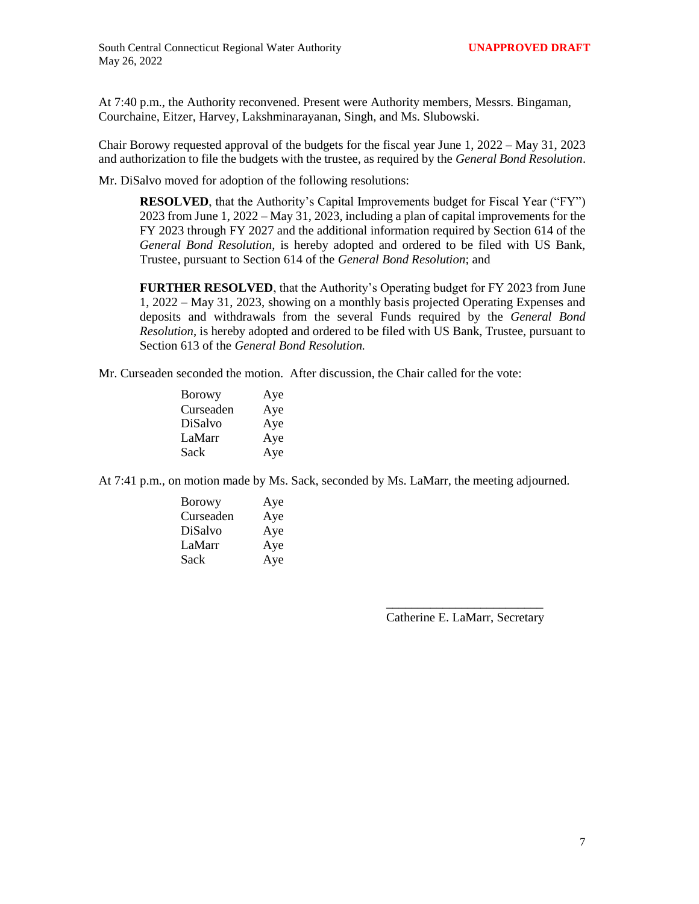At 7:40 p.m., the Authority reconvened. Present were Authority members, Messrs. Bingaman, Courchaine, Eitzer, Harvey, Lakshminarayanan, Singh, and Ms. Slubowski.

Chair Borowy requested approval of the budgets for the fiscal year June 1, 2022 – May 31, 2023 and authorization to file the budgets with the trustee, as required by the *General Bond Resolution*.

Mr. DiSalvo moved for adoption of the following resolutions:

> **RESOLVED**, that the Authority's Capital Improvements budget for Fiscal Year ("FY") 2023 from June 1, 2022 – May 31, 2023, including a plan of capital improvements for the FY 2023 through FY 2027 and the additional information required by Section 614 of the *General Bond Resolution*, is hereby adopted and ordered to be filed with US Bank, Trustee, pursuant to Section 614 of the *General Bond Resolution*; and
>
> **FURTHER RESOLVED**, that the Authority's Operating budget for FY 2023 from June 1, 2022 – May 31, 2023, showing on a monthly basis projected Operating Expenses and deposits and withdrawals from the several Funds required by the *General Bond Resolution*, is hereby adopted and ordered to be filed with US Bank, Trustee, pursuant to Section 613 of the *General Bond Resolution.*

Mr. Curseaden seconded the motion. After discussion, the Chair called for the vote:

| | |
|---|---|
| Borowy | Aye |
| Curseaden | Aye |
| DiSalvo | Aye |
| LaMarr | Aye |
| Sack | Aye |

At 7:41 p.m., on motion made by Ms. Sack, seconded by Ms. LaMarr, the meeting adjourned.

| | |
|---|---|
| Borowy | Aye |
| Curseaden | Aye |
| DiSalvo | Aye |
| LaMarr | Aye |
| Sack | Aye |

\_\_\_\_\_\_\_\_\_\_\_\_\_\_\_\_\_\_\_\_\_\_\_\_\_

Catherine E. LaMarr, Secretary